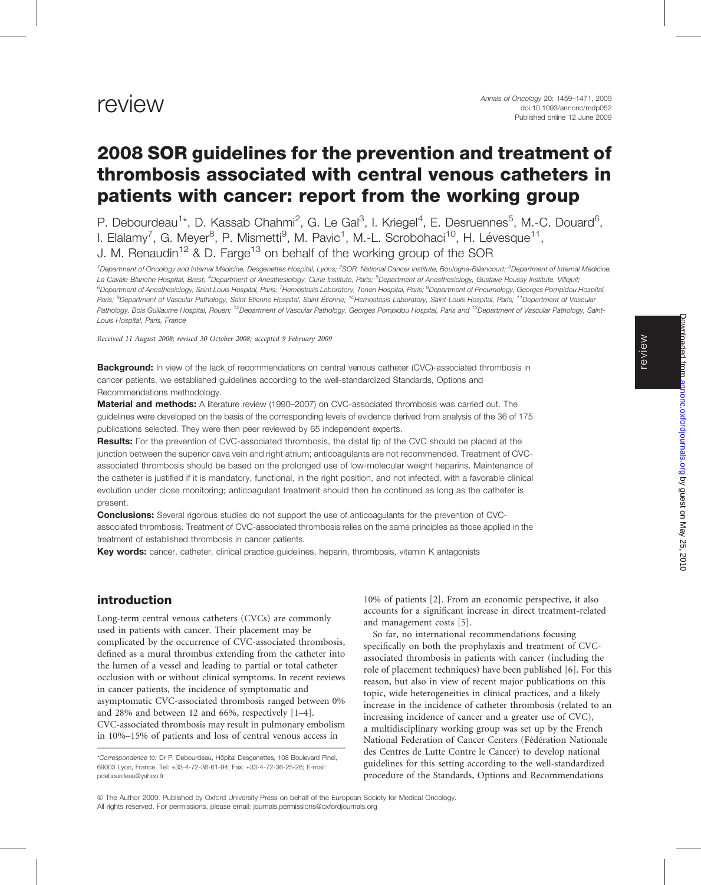review

# 2008 SOR guidelines for the prevention and treatment of thrombosis associated with central venous catheters in patients with cancer: report from the working group

P. Debourdeau[1]*, D. Kassab Chahmi[2], G. Le Gal[3], I. Kriegel[4], E. Desruennes[5], M.-C. Douard[6], I. Elalamy[7], G. Meyer[8], P. Mismetti[9], M. Pavic[1], M.-L. Scrobohaci[10], H. Lévesque[11], J. M. Renaudin[12] & D. Farge[13] on behalf of the working group of the SOR

[1]Department of Oncology and Internal Medicine, Desgenettes Hospital, Lyons; [2]SOR, National Cancer Institute, Boulogne-Billancourt; [3]Department of Internal Medicine, La Cavale-Blanche Hospital, Brest; [4]Department of Anesthesiology, Curie Institute, Paris; [5]Department of Anesthesiology, Gustave Roussy Institute, Villejuif; [6]Department of Anesthesiology, Saint Louis Hospital, Paris; [7]Hemostasis Laboratory, Tenon Hospital, Paris; [8]Department of Pneumology, Georges Pompidou Hospital, Paris; [9]Department of Vascular Pathology, Saint-Etienne Hospital, Saint-Étienne; [10]Hemostasis Laboratory, Saint-Louis Hospital, Paris; [11]Department of Vascular Pathology, Bois Guillaume Hospital, Rouen; [12]Department of Vascular Pathology, Georges Pompidou Hospital, Paris and [13]Department of Vascular Pathology, Saint-Louis Hospital, Paris, France

*Received 11 August 2008; revised 30 October 2008; accepted 9 February 2009*

**Background:** In view of the lack of recommendations on central venous catheter (CVC)-associated thrombosis in cancer patients, we established guidelines according to the well-standardized Standards, Options and Recommendations methodology.

**Material and methods:** A literature review (1990–2007) on CVC-associated thrombosis was carried out. The guidelines were developed on the basis of the corresponding levels of evidence derived from analysis of the 36 of 175 publications selected. They were then peer reviewed by 65 independent experts.

**Results:** For the prevention of CVC-associated thrombosis, the distal tip of the CVC should be placed at the junction between the superior cava vein and right atrium; anticoagulants are not recommended. Treatment of CVC-associated thrombosis should be based on the prolonged use of low-molecular weight heparins. Maintenance of the catheter is justified if it is mandatory, functional, in the right position, and not infected, with a favorable clinical evolution under close monitoring; anticoagulant treatment should then be continued as long as the catheter is present.

**Conclusions:** Several rigorous studies do not support the use of anticoagulants for the prevention of CVC-associated thrombosis. Treatment of CVC-associated thrombosis relies on the same principles as those applied in the treatment of established thrombosis in cancer patients.

**Key words:** cancer, catheter, clinical practice guidelines, heparin, thrombosis, vitamin K antagonists

## introduction

Long-term central venous catheters (CVCs) are commonly used in patients with cancer. Their placement may be complicated by the occurrence of CVC-associated thrombosis, defined as a mural thrombus extending from the catheter into the lumen of a vessel and leading to partial or total catheter occlusion with or without clinical symptoms. In recent reviews in cancer patients, the incidence of symptomatic and asymptomatic CVC-associated thrombosis ranged between 0% and 28% and between 12 and 66%, respectively [1–4]. CVC-associated thrombosis may result in pulmonary embolism in 10%–15% of patients and loss of central venous access in 10% of patients [2]. From an economic perspective, it also accounts for a significant increase in direct treatment-related and management costs [5].

So far, no international recommendations focusing specifically on both the prophylaxis and treatment of CVC-associated thrombosis in patients with cancer (including the role of placement techniques) have been published [6]. For this reason, but also in view of recent major publications on this topic, wide heterogeneities in clinical practices, and a likely increase in the incidence of catheter thrombosis (related to an increasing incidence of cancer and a greater use of CVC), a multidisciplinary working group was set up by the French National Federation of Cancer Centers (Fédération Nationale des Centres de Lutte Contre le Cancer) to develop national guidelines for this setting according to the well-standardized procedure of the Standards, Options and Recommendations

*Correspondence to: Dr P. Debourdeau, Hôpital Desgenettes, 108 Boulevard Pinel, 69003 Lyon, France. Tel: +33-4-72-36-61-94; Fax: +33-4-72-36-25-26; E-mail: pdebourdeau@yahoo.fr

© The Author 2009. Published by Oxford University Press on behalf of the European Society for Medical Oncology. All rights reserved. For permissions, please email: journals.permissions@oxfordjournals.org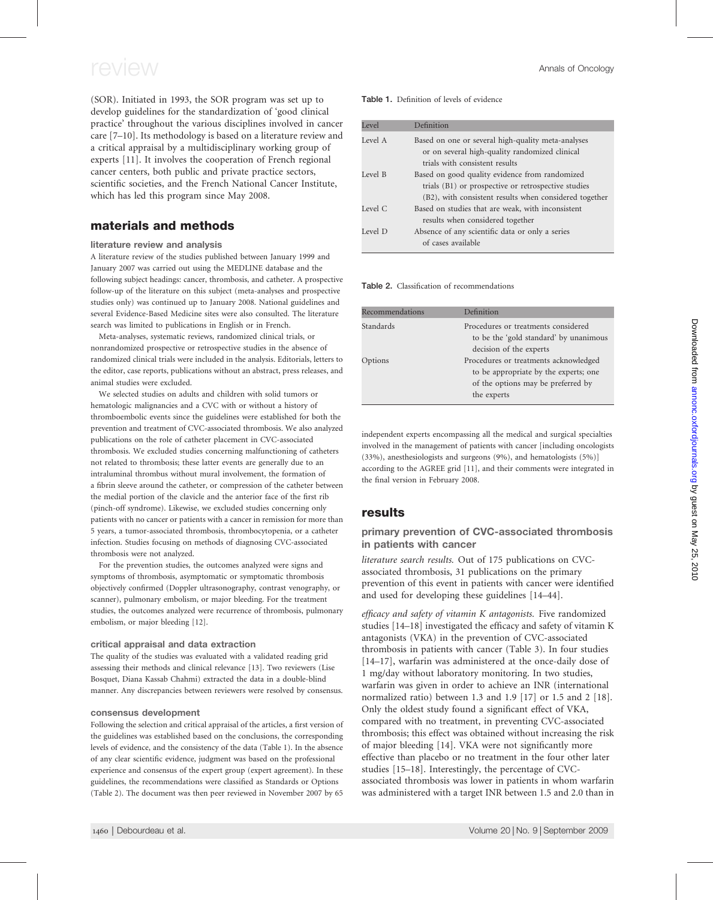(SOR). Initiated in 1993, the SOR program was set up to develop guidelines for the standardization of 'good clinical practice' throughout the various disciplines involved in cancer care [7–10]. Its methodology is based on a literature review and a critical appraisal by a multidisciplinary working group of experts [11]. It involves the cooperation of French regional cancer centers, both public and private practice sectors, scientific societies, and the French National Cancer Institute, which has led this program since May 2008.

## materials and methods

### literature review and analysis

A literature review of the studies published between January 1999 and January 2007 was carried out using the MEDLINE database and the following subject headings: cancer, thrombosis, and catheter. A prospective follow-up of the literature on this subject (meta-analyses and prospective studies only) was continued up to January 2008. National guidelines and several Evidence-Based Medicine sites were also consulted. The literature search was limited to publications in English or in French.

Meta-analyses, systematic reviews, randomized clinical trials, or nonrandomized prospective or retrospective studies in the absence of randomized clinical trials were included in the analysis. Editorials, letters to the editor, case reports, publications without an abstract, press releases, and animal studies were excluded.

We selected studies on adults and children with solid tumors or hematologic malignancies and a CVC with or without a history of thromboembolic events since the guidelines were established for both the prevention and treatment of CVC-associated thrombosis. We also analyzed publications on the role of catheter placement in CVC-associated thrombosis. We excluded studies concerning malfunctioning of catheters not related to thrombosis; these latter events are generally due to an intraluminal thrombus without mural involvement, the formation of a fibrin sleeve around the catheter, or compression of the catheter between the medial portion of the clavicle and the anterior face of the first rib (pinch-off syndrome). Likewise, we excluded studies concerning only patients with no cancer or patients with a cancer in remission for more than 5 years, a tumor-associated thrombosis, thrombocytopenia, or a catheter infection. Studies focusing on methods of diagnosing CVC-associated thrombosis were not analyzed.

For the prevention studies, the outcomes analyzed were signs and symptoms of thrombosis, asymptomatic or symptomatic thrombosis objectively confirmed (Doppler ultrasonography, contrast venography, or scanner), pulmonary embolism, or major bleeding. For the treatment studies, the outcomes analyzed were recurrence of thrombosis, pulmonary embolism, or major bleeding [12].

### critical appraisal and data extraction

The quality of the studies was evaluated with a validated reading grid assessing their methods and clinical relevance [13]. Two reviewers (Lise Bosquet, Diana Kassab Chahmi) extracted the data in a double-blind manner. Any discrepancies between reviewers were resolved by consensus.

### consensus development

Following the selection and critical appraisal of the articles, a first version of the guidelines was established based on the conclusions, the corresponding levels of evidence, and the consistency of the data (Table 1). In the absence of any clear scientific evidence, judgment was based on the professional experience and consensus of the expert group (expert agreement). In these guidelines, the recommendations were classified as Standards or Options (Table 2). The document was then peer reviewed in November 2007 by 65 independent experts encompassing all the medical and surgical specialties involved in the management of patients with cancer [including oncologists (33%), anesthesiologists and surgeons (9%), and hematologists (5%)] according to the AGREE grid [11], and their comments were integrated in the final version in February 2008.

**Table 1.** Definition of levels of evidence

| Level | Definition |
|---|---|
| Level A | Based on one or several high-quality meta-analyses or on several high-quality randomized clinical trials with consistent results |
| Level B | Based on good quality evidence from randomized trials (B1) or prospective or retrospective studies (B2), with consistent results when considered together |
| Level C | Based on studies that are weak, with inconsistent results when considered together |
| Level D | Absence of any scientific data or only a series of cases available |

**Table 2.** Classification of recommendations

| Recommendations | Definition |
|---|---|
| Standards | Procedures or treatments considered to be the 'gold standard' by unanimous decision of the experts |
| Options | Procedures or treatments acknowledged to be appropriate by the experts; one of the options may be preferred by the experts |

## results

### primary prevention of CVC-associated thrombosis in patients with cancer

*literature search results.* Out of 175 publications on CVC-associated thrombosis, 31 publications on the primary prevention of this event in patients with cancer were identified and used for developing these guidelines [14–44].

*efficacy and safety of vitamin K antagonists.* Five randomized studies [14–18] investigated the efficacy and safety of vitamin K antagonists (VKA) in the prevention of CVC-associated thrombosis in patients with cancer (Table 3). In four studies [14–17], warfarin was administered at the once-daily dose of 1 mg/day without laboratory monitoring. In two studies, warfarin was given in order to achieve an INR (international normalized ratio) between 1.3 and 1.9 [17] or 1.5 and 2 [18]. Only the oldest study found a significant effect of VKA, compared with no treatment, in preventing CVC-associated thrombosis; this effect was obtained without increasing the risk of major bleeding [14]. VKA were not significantly more effective than placebo or no treatment in the four other later studies [15–18]. Interestingly, the percentage of CVC-associated thrombosis was lower in patients in whom warfarin was administered with a target INR between 1.5 and 2.0 than in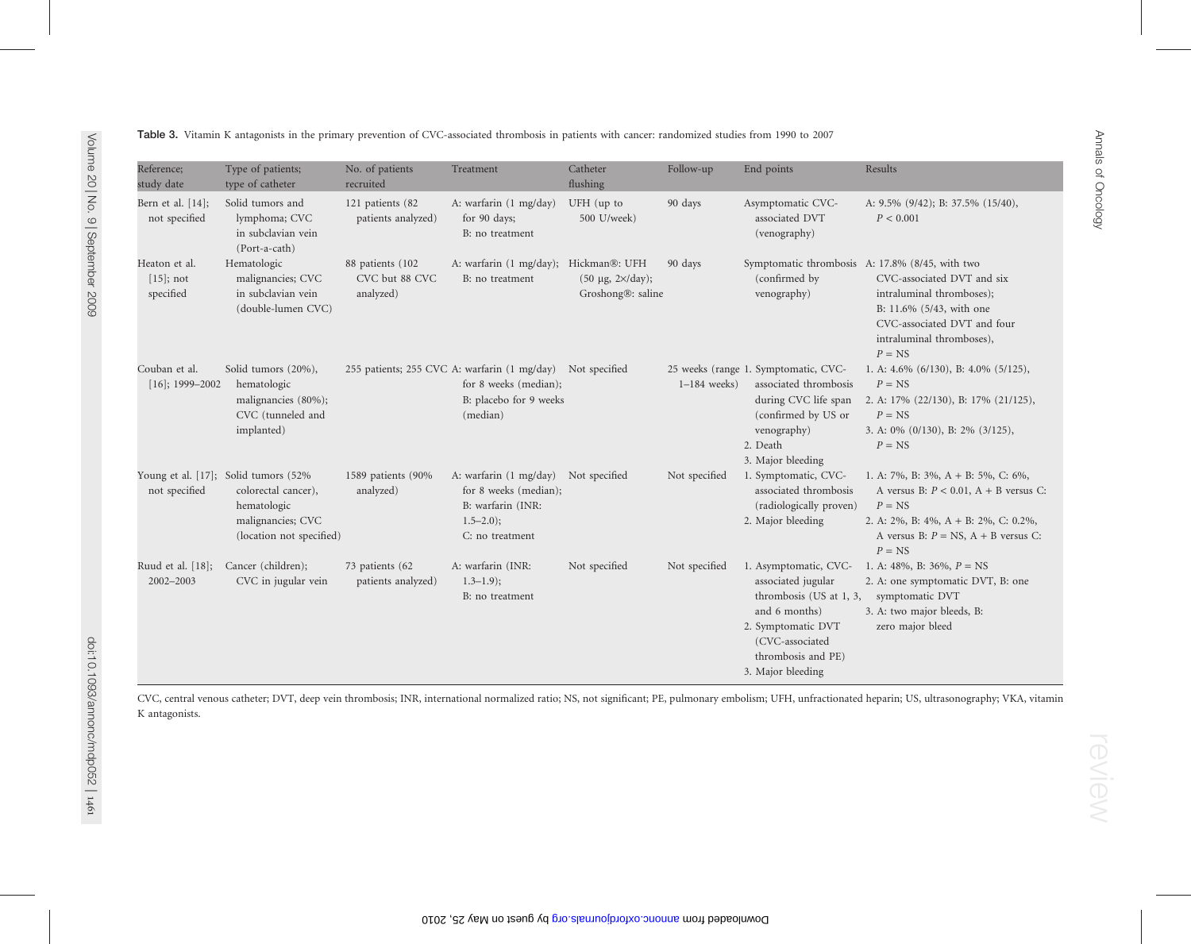**Table 3.** Vitamin K antagonists in the primary prevention of CVC-associated thrombosis in patients with cancer: randomized studies from 1990 to 2007

| Reference; study date | Type of patients; type of catheter | No. of patients recruited | Treatment | Catheter flushing | Follow-up | End points | Results |
|---|---|---|---|---|---|---|---|
| Bern et al. [14]; not specified | Solid tumors and lymphoma; CVC in subclavian vein (Port-a-cath) | 121 patients (82 patients analyzed) | A: warfarin (1 mg/day) for 90 days; B: no treatment | UFH (up to 500 U/week) | 90 days | Asymptomatic CVC-associated DVT (venography) | A: 9.5% (9/42); B: 37.5% (15/40), $P < 0.001$ |
| Heaton et al. [15]; not specified | Hematologic malignancies; CVC in subclavian vein (double-lumen CVC) | 88 patients (102 CVC but 88 CVC analyzed) | A: warfarin (1 mg/day); B: no treatment | Hickman®: UFH (50 μg, 2×/day); Groshong®: saline | 90 days | Symptomatic thrombosis (confirmed by venography) | A: 17.8% (8/45, with two CVC-associated DVT and six intraluminal thromboses); B: 11.6% (5/43, with one CVC-associated DVT and four intraluminal thromboses), $P$ = NS |
| Couban et al. [16]; 1999–2002 | Solid tumors (20%), hematologic malignancies (80%); CVC (tunneled and implanted) | 255 patients; 255 CVC | A: warfarin (1 mg/day) for 8 weeks (median); B: placebo for 9 weeks (median) | Not specified | 25 weeks (range 1–184 weeks) | 1. Symptomatic, CVC-associated thrombosis during CVC life span (confirmed by US or venography) 2. Death 3. Major bleeding | 1. A: 4.6% (6/130), B: 4.0% (5/125), $P$ = NS 2. A: 17% (22/130), B: 17% (21/125), $P$ = NS 3. A: 0% (0/130), B: 2% (3/125), $P$ = NS |
| Young et al. [17]; not specified | Solid tumors (52% colorectal cancer), hematologic malignancies; CVC (location not specified) | 1589 patients (90% analyzed) | A: warfarin (1 mg/day) for 8 weeks (median); B: warfarin (INR: 1.5–2.0); C: no treatment | Not specified | Not specified | 1. Symptomatic, CVC-associated thrombosis (radiologically proven) 2. Major bleeding | 1. A: 7%, B: 3%, A + B: 5%, C: 6%, A versus B: $P < 0.01$, A + B versus C: $P$ = NS 2. A: 2%, B: 4%, A + B: 2%, C: 0.2%, A versus B: $P$ = NS, A + B versus C: $P$ = NS |
| Ruud et al. [18]; 2002–2003 | Cancer (children); CVC in jugular vein | 73 patients (62 patients analyzed) | A: warfarin (INR: 1.3–1.9); B: no treatment | Not specified | Not specified | 1. Asymptomatic, CVC-associated jugular thrombosis (US at 1, 3, and 6 months) 2. Symptomatic DVT (CVC-associated thrombosis and PE) 3. Major bleeding | 1. A: 48%, B: 36%, $P$ = NS 2. A: one symptomatic DVT, B: one symptomatic DVT 3. A: two major bleeds, B: zero major bleed |

CVC, central venous catheter; DVT, deep vein thrombosis; INR, international normalized ratio; NS, not significant; PE, pulmonary embolism; UFH, unfractionated heparin; US, ultrasonography; VKA, vitamin K antagonists.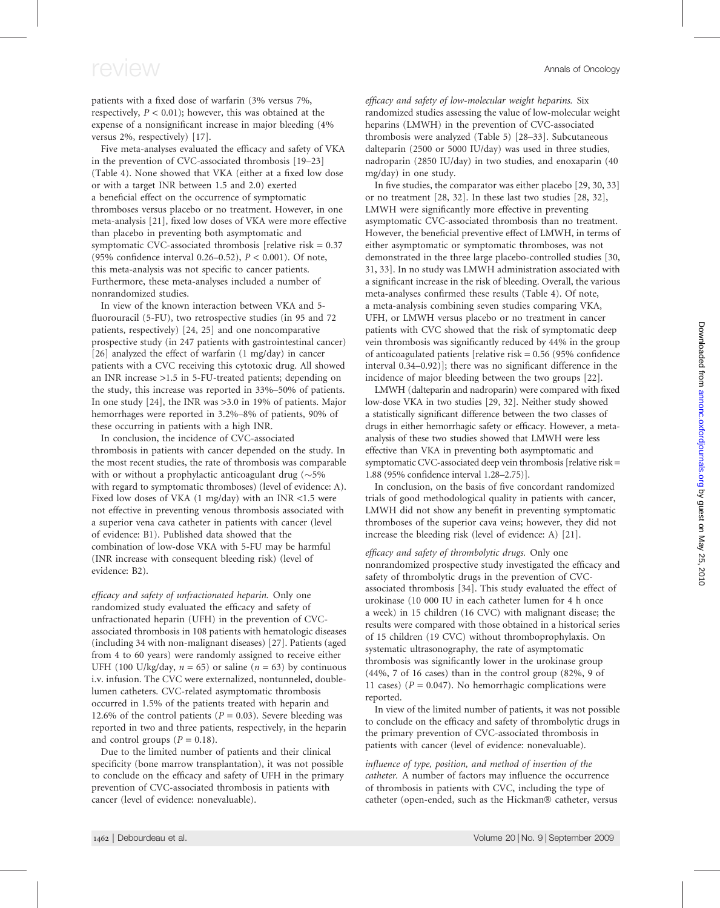patients with a fixed dose of warfarin (3% versus 7%, respectively, $P < 0.01$); however, this was obtained at the expense of a nonsignificant increase in major bleeding (4% versus 2%, respectively) [17].

Five meta-analyses evaluated the efficacy and safety of VKA in the prevention of CVC-associated thrombosis [19–23] (Table 4). None showed that VKA (either at a fixed low dose or with a target INR between 1.5 and 2.0) exerted a beneficial effect on the occurrence of symptomatic thromboses versus placebo or no treatment. However, in one meta-analysis [21], fixed low doses of VKA were more effective than placebo in preventing both asymptomatic and symptomatic CVC-associated thrombosis [relative risk = 0.37 (95% confidence interval 0.26–0.52), $P < 0.001$). Of note, this meta-analysis was not specific to cancer patients. Furthermore, these meta-analyses included a number of nonrandomized studies.

In view of the known interaction between VKA and 5-fluorouracil (5-FU), two retrospective studies (in 95 and 72 patients, respectively) [24, 25] and one noncomparative prospective study (in 247 patients with gastrointestinal cancer) [26] analyzed the effect of warfarin (1 mg/day) in cancer patients with a CVC receiving this cytotoxic drug. All showed an INR increase >1.5 in 5-FU-treated patients; depending on the study, this increase was reported in 33%–50% of patients. In one study [24], the INR was >3.0 in 19% of patients. Major hemorrhages were reported in 3.2%–8% of patients, 90% of these occurring in patients with a high INR.

In conclusion, the incidence of CVC-associated thrombosis in patients with cancer depended on the study. In the most recent studies, the rate of thrombosis was comparable with or without a prophylactic anticoagulant drug (~5% with regard to symptomatic thromboses) (level of evidence: A). Fixed low doses of VKA (1 mg/day) with an INR <1.5 were not effective in preventing venous thrombosis associated with a superior vena cava catheter in patients with cancer (level of evidence: B1). Published data showed that the combination of low-dose VKA with 5-FU may be harmful (INR increase with consequent bleeding risk) (level of evidence: B2).

*efficacy and safety of unfractionated heparin.* Only one randomized study evaluated the efficacy and safety of unfractionated heparin (UFH) in the prevention of CVC-associated thrombosis in 108 patients with hematologic diseases (including 34 with non-malignant diseases) [27]. Patients (aged from 4 to 60 years) were randomly assigned to receive either UFH (100 U/kg/day, $n = 65$) or saline ($n = 63$) by continuous i.v. infusion. The CVC were externalized, nontunneled, double-lumen catheters. CVC-related asymptomatic thrombosis occurred in 1.5% of the patients treated with heparin and 12.6% of the control patients ($P = 0.03$). Severe bleeding was reported in two and three patients, respectively, in the heparin and control groups ($P = 0.18$).

Due to the limited number of patients and their clinical specificity (bone marrow transplantation), it was not possible to conclude on the efficacy and safety of UFH in the primary prevention of CVC-associated thrombosis in patients with cancer (level of evidence: nonevaluable).

*efficacy and safety of low-molecular weight heparins.* Six randomized studies assessing the value of low-molecular weight heparins (LMWH) in the prevention of CVC-associated thrombosis were analyzed (Table 5) [28–33]. Subcutaneous dalteparin (2500 or 5000 IU/day) was used in three studies, nadroparin (2850 IU/day) in two studies, and enoxaparin (40 mg/day) in one study.

In five studies, the comparator was either placebo [29, 30, 33] or no treatment [28, 32]. In these last two studies [28, 32], LMWH were significantly more effective in preventing asymptomatic CVC-associated thrombosis than no treatment. However, the beneficial preventive effect of LMWH, in terms of either asymptomatic or symptomatic thromboses, was not demonstrated in the three large placebo-controlled studies [30, 31, 33]. In no study was LMWH administration associated with a significant increase in the risk of bleeding. Overall, the various meta-analyses confirmed these results (Table 4). Of note, a meta-analysis combining seven studies comparing VKA, UFH, or LMWH versus placebo or no treatment in cancer patients with CVC showed that the risk of symptomatic deep vein thrombosis was significantly reduced by 44% in the group of anticoagulated patients [relative risk = 0.56 (95% confidence interval 0.34–0.92)]; there was no significant difference in the incidence of major bleeding between the two groups [22].

LMWH (dalteparin and nadroparin) were compared with fixed low-dose VKA in two studies [29, 32]. Neither study showed a statistically significant difference between the two classes of drugs in either hemorrhagic safety or efficacy. However, a meta-analysis of these two studies showed that LMWH were less effective than VKA in preventing both asymptomatic and symptomatic CVC-associated deep vein thrombosis [relative risk = 1.88 (95% confidence interval 1.28–2.75)].

In conclusion, on the basis of five concordant randomized trials of good methodological quality in patients with cancer, LMWH did not show any benefit in preventing symptomatic thromboses of the superior cava veins; however, they did not increase the bleeding risk (level of evidence: A) [21].

*efficacy and safety of thrombolytic drugs.* Only one nonrandomized prospective study investigated the efficacy and safety of thrombolytic drugs in the prevention of CVC-associated thrombosis [34]. This study evaluated the effect of urokinase (10 000 IU in each catheter lumen for 4 h once a week) in 15 children (16 CVC) with malignant disease; the results were compared with those obtained in a historical series of 15 children (19 CVC) without thromboprophylaxis. On systematic ultrasonography, the rate of asymptomatic thrombosis was significantly lower in the urokinase group (44%, 7 of 16 cases) than in the control group (82%, 9 of 11 cases) ($P = 0.047$). No hemorrhagic complications were reported.

In view of the limited number of patients, it was not possible to conclude on the efficacy and safety of thrombolytic drugs in the primary prevention of CVC-associated thrombosis in patients with cancer (level of evidence: nonevaluable).

*influence of type, position, and method of insertion of the catheter.* A number of factors may influence the occurrence of thrombosis in patients with CVC, including the type of catheter (open-ended, such as the Hickman® catheter, versus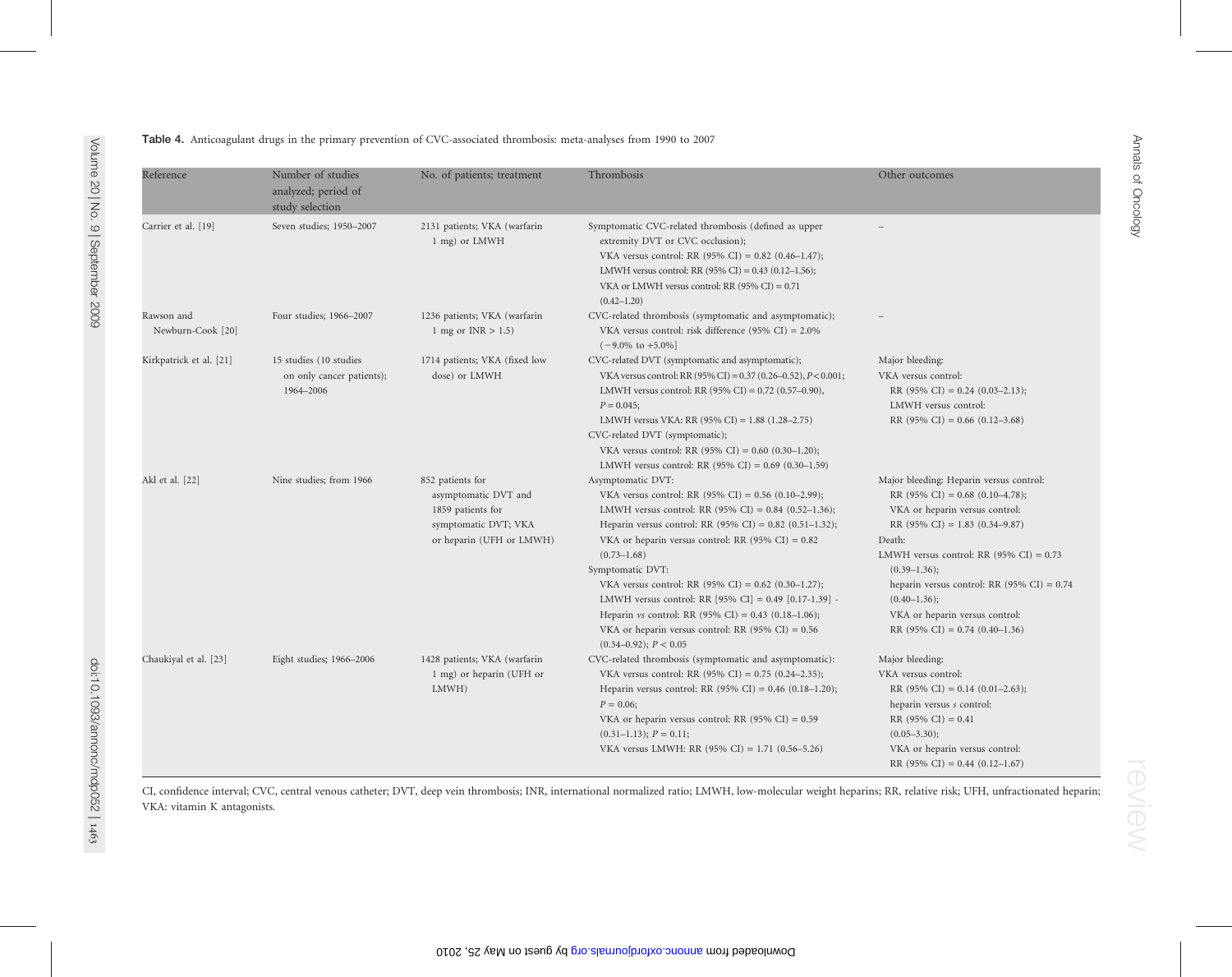**Table 4.** Anticoagulant drugs in the primary prevention of CVC-associated thrombosis: meta-analyses from 1990 to 2007

| Reference | Number of studies analyzed; period of study selection | No. of patients; treatment | Thrombosis | Other outcomes |
|---|---|---|---|---|
| Carrier et al. [19] | Seven studies; 1950–2007 | 2131 patients; VKA (warfarin 1 mg) or LMWH | Symptomatic CVC-related thrombosis (defined as upper extremity DVT or CVC occlusion); VKA versus control: RR (95% CI) = 0.82 (0.46–1.47); LMWH versus control: RR (95% CI) = 0.43 (0.12–1.56); VKA or LMWH versus control: RR (95% CI) = 0.71 (0.42–1.20) | – |
| Rawson and Newburn-Cook [20] | Four studies; 1966–2007 | 1236 patients; VKA (warfarin 1 mg or INR > 1.5) | CVC-related thrombosis (symptomatic and asymptomatic); VKA versus control: risk difference (95% CI) = 2.0% (−9.0% to +5.0%] | – |
| Kirkpatrick et al. [21] | 15 studies (10 studies on only cancer patients); 1964–2006 | 1714 patients; VKA (fixed low dose) or LMWH | CVC-related DVT (symptomatic and asymptomatic); VKA versus control: RR (95% CI) = 0.37 (0.26–0.52), $P < 0.001$; LMWH versus control: RR (95% CI) = 0.72 (0.57–0.90), $P = 0.045$; LMWH versus VKA: RR (95% CI) = 1.88 (1.28–2.75) CVC-related DVT (symptomatic); VKA versus control: RR (95% CI) = 0.60 (0.30–1.20); LMWH versus control: RR (95% CI) = 0.69 (0.30–1.59) | Major bleeding: VKA versus control: RR (95% CI) = 0.24 (0.03–2.13); LMWH versus control: RR (95% CI) = 0.66 (0.12–3.68) |
| Akl et al. [22] | Nine studies; from 1966 | 852 patients for asymptomatic DVT and 1859 patients for symptomatic DVT; VKA or heparin (UFH or LMWH) | Asymptomatic DVT: VKA versus control: RR (95% CI) = 0.56 (0.10–2.99); LMWH versus control: RR (95% CI) = 0.84 (0.52–1.36); Heparin versus control: RR (95% CI) = 0.82 (0.51–1.32); VKA or heparin versus control: RR (95% CI) = 0.82 (0.73–1.68) Symptomatic DVT: VKA versus control: RR (95% CI) = 0.62 (0.30–1.27); LMWH versus control: RR [95% CI] = 0.49 [0.17-1.39] - Heparin *vs* control: RR (95% CI) = 0.43 (0.18–1.06); VKA or heparin versus control: RR (95% CI) = 0.56 (0.34–0.92); $P < 0.05$ | Major bleeding: Heparin versus control: RR (95% CI) = 0.68 (0.10–4.78); VKA or heparin versus control: RR (95% CI) = 1.83 (0.34–9.87) Death: LMWH versus control: RR (95% CI) = 0.73 (0.39–1.36); heparin versus control: RR (95% CI) = 0.74 (0.40–1.36); VKA or heparin versus control: RR (95% CI) = 0.74 (0.40–1.36) |
| Chaukiyal et al. [23] | Eight studies; 1966–2006 | 1428 patients; VKA (warfarin 1 mg) or heparin (UFH or LMWH) | CVC-related thrombosis (symptomatic and asymptomatic): VKA versus control: RR (95% CI) = 0.75 (0.24–2.35); Heparin versus control: RR (95% CI) = 0.46 (0.18–1.20); $P = 0.06$; VKA or heparin versus control: RR (95% CI) = 0.59 (0.31–1.13); $P = 0.11$; VKA versus LMWH: RR (95% CI) = 1.71 (0.56–5.26) | Major bleeding: VKA versus control: RR (95% CI) = 0.14 (0.01–2.63); heparin versus *s* control: RR (95% CI) = 0.41 (0.05–3.30); VKA or heparin versus control: RR (95% CI) = 0.44 (0.12–1.67) |

CI, confidence interval; CVC, central venous catheter; DVT, deep vein thrombosis; INR, international normalized ratio; LMWH, low-molecular weight heparins; RR, relative risk; UFH, unfractionated heparin; VKA: vitamin K antagonists.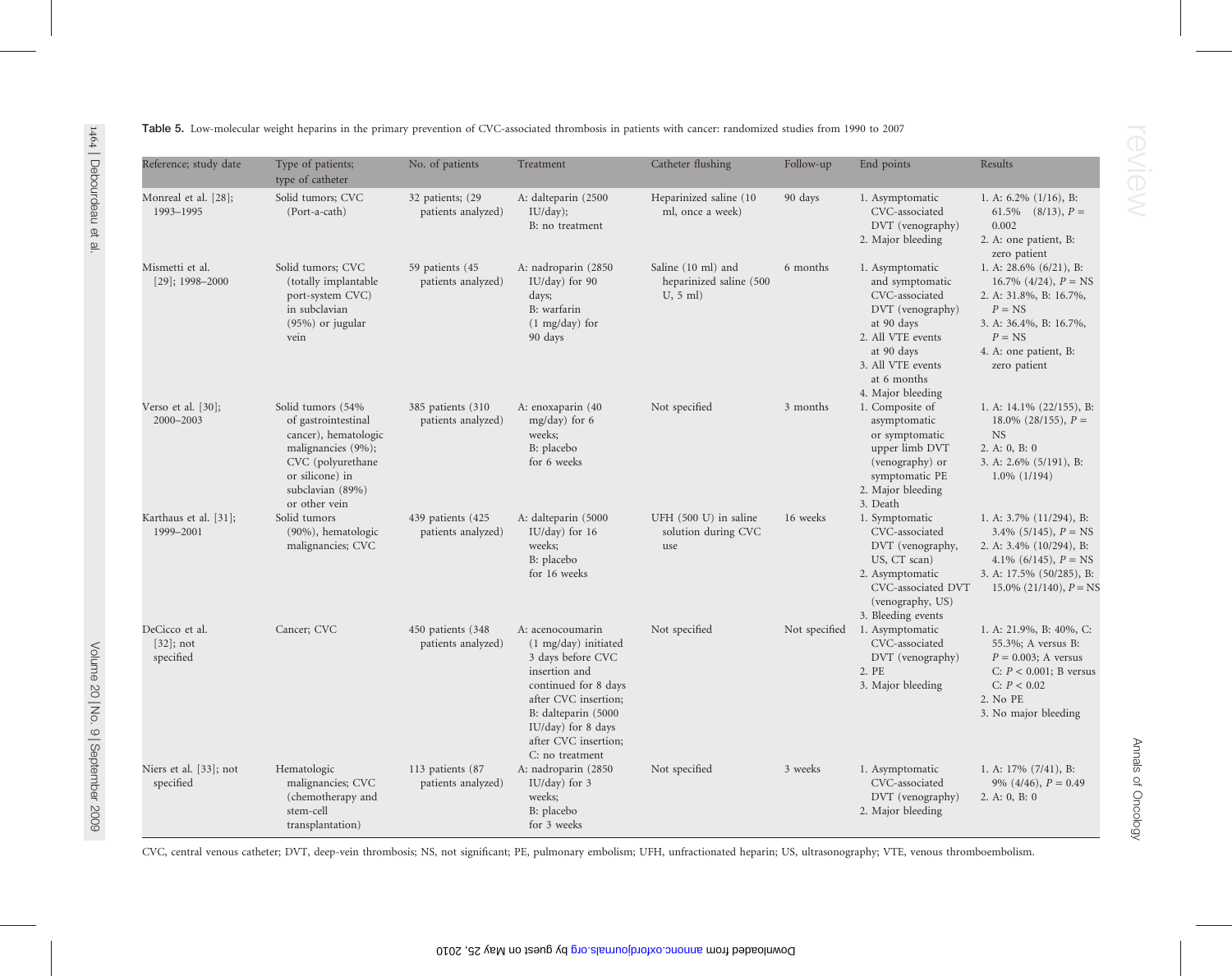**Table 5.** Low-molecular weight heparins in the primary prevention of CVC-associated thrombosis in patients with cancer: randomized studies from 1990 to 2007

| Reference; study date | Type of patients; type of catheter | No. of patients | Treatment | Catheter flushing | Follow-up | End points | Results |
|---|---|---|---|---|---|---|---|
| Monreal et al. [28]; 1993–1995 | Solid tumors; CVC (Port-a-cath) | 32 patients; (29 patients analyzed) | A: dalteparin (2500 IU/day); B: no treatment | Heparinized saline (10 ml, once a week) | 90 days | 1. Asymptomatic CVC-associated DVT (venography) 2. Major bleeding | 1. A: 6.2% (1/16), B: 61.5% (8/13), $P = 0.002$ 2. A: one patient, B: zero patient |
| Mismetti et al. [29]; 1998–2000 | Solid tumors; CVC (totally implantable port-system CVC) in subclavian (95%) or jugular vein | 59 patients (45 patients analyzed) | A: nadroparin (2850 IU/day) for 90 days; B: warfarin (1 mg/day) for 90 days | Saline (10 ml) and heparinized saline (500 U, 5 ml) | 6 months | 1. Asymptomatic and symptomatic CVC-associated DVT (venography) at 90 days 2. All VTE events at 90 days 3. All VTE events at 6 months 4. Major bleeding | 1. A: 28.6% (6/21), B: 16.7% (4/24), $P$ = NS 2. A: 31.8%, B: 16.7%, $P$ = NS 3. A: 36.4%, B: 16.7%, $P$ = NS 4. A: one patient, B: zero patient |
| Verso et al. [30]; 2000–2003 | Solid tumors (54% of gastrointestinal cancer), hematologic malignancies (9%); CVC (polyurethane or silicone) in subclavian (89%) or other vein | 385 patients (310 patients analyzed) | A: enoxaparin (40 mg/day) for 6 weeks; B: placebo for 6 weeks | Not specified | 3 months | 1. Composite of asymptomatic or symptomatic upper limb DVT (venography) or symptomatic PE 2. Major bleeding 3. Death | 1. A: 14.1% (22/155), B: 18.0% (28/155), $P$ = NS 2. A: 0, B: 0 3. A: 2.6% (5/191), B: 1.0% (1/194) |
| Karthaus et al. [31]; 1999–2001 | Solid tumors (90%), hematologic malignancies; CVC | 439 patients (425 patients analyzed) | A: dalteparin (5000 IU/day) for 16 weeks; B: placebo for 16 weeks | UFH (500 U) in saline solution during CVC use | 16 weeks | 1. Symptomatic CVC-associated DVT (venography, US, CT scan) 2. Asymptomatic CVC-associated DVT (venography, US) 3. Bleeding events | 1. A: 3.7% (11/294), B: 3.4% (5/145), $P$ = NS 2. A: 3.4% (10/294), B: 4.1% (6/145), $P$ = NS 3. A: 17.5% (50/285), B: 15.0% (21/140), $P$ = NS |
| DeCicco et al. [32]; not specified | Cancer; CVC | 450 patients (348 patients analyzed) | A: acenocoumarin (1 mg/day) initiated 3 days before CVC insertion and continued for 8 days after CVC insertion; B: dalteparin (5000 IU/day) for 8 days after CVC insertion; C: no treatment | Not specified | Not specified | 1. Asymptomatic CVC-associated DVT (venography) 2. PE 3. Major bleeding | 1. A: 21.9%, B: 40%, C: 55.3%; A versus B: $P = 0.003$; A versus C: $P < 0.001$; B versus C: $P < 0.02$ 2. No PE 3. No major bleeding |
| Niers et al. [33]; not specified | Hematologic malignancies; CVC (chemotherapy and stem-cell transplantation) | 113 patients (87 patients analyzed) | A: nadroparin (2850 IU/day) for 3 weeks; B: placebo for 3 weeks | Not specified | 3 weeks | 1. Asymptomatic CVC-associated DVT (venography) 2. Major bleeding | 1. A: 17% (7/41), B: 9% (4/46), $P = 0.49$ 2. A: 0, B: 0 |

CVC, central venous catheter; DVT, deep-vein thrombosis; NS, not significant; PE, pulmonary embolism; UFH, unfractionated heparin; US, ultrasonography; VTE, venous thromboembolism.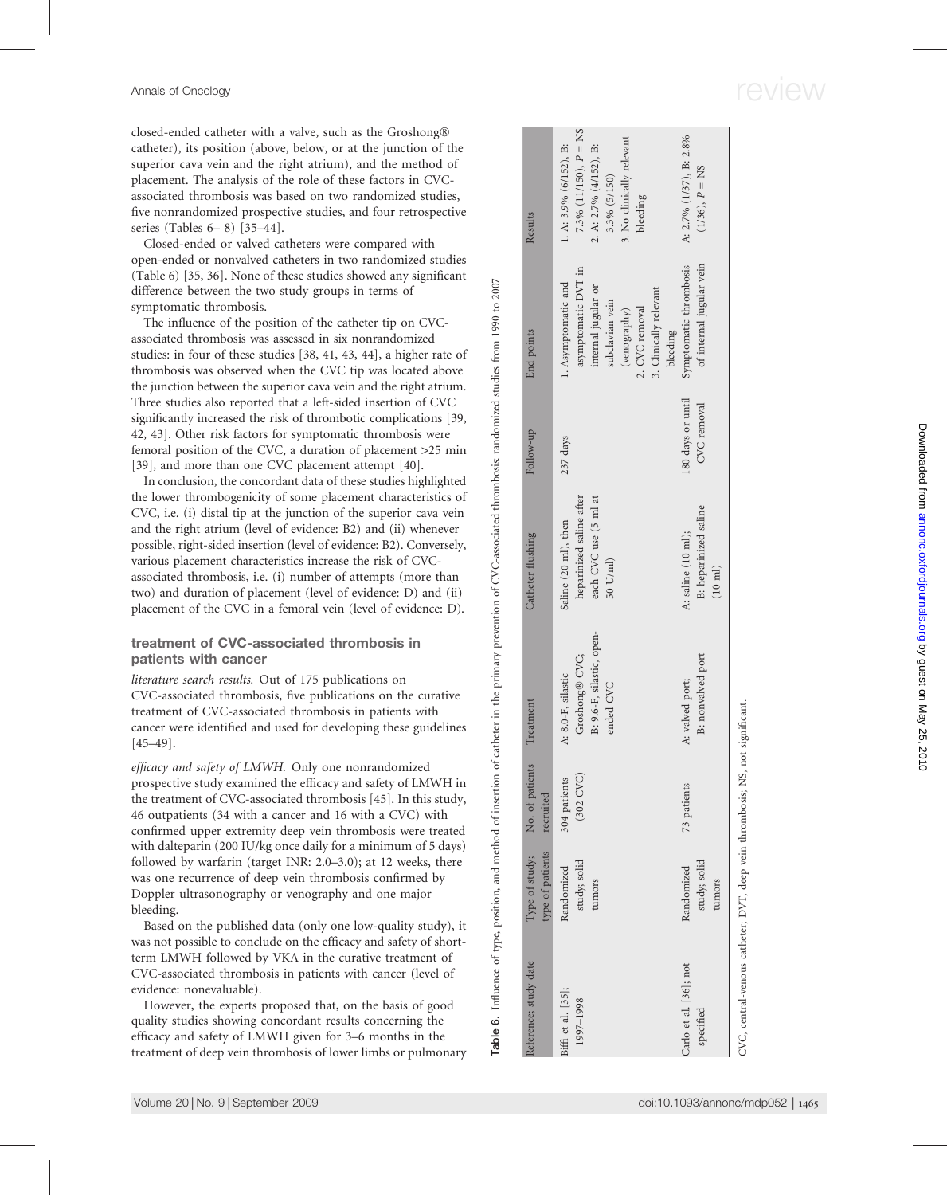closed-ended catheter with a valve, such as the Groshong® catheter), its position (above, below, or at the junction of the superior cava vein and the right atrium), and the method of placement. The analysis of the role of these factors in CVC-associated thrombosis was based on two randomized studies, five nonrandomized prospective studies, and four retrospective series (Tables 6– 8) [35–44].

Closed-ended or valved catheters were compared with open-ended or nonvalved catheters in two randomized studies (Table 6) [35, 36]. None of these studies showed any significant difference between the two study groups in terms of symptomatic thrombosis.

The influence of the position of the catheter tip on CVC-associated thrombosis was assessed in six nonrandomized studies: in four of these studies [38, 41, 43, 44], a higher rate of thrombosis was observed when the CVC tip was located above the junction between the superior cava vein and the right atrium. Three studies also reported that a left-sided insertion of CVC significantly increased the risk of thrombotic complications [39, 42, 43]. Other risk factors for symptomatic thrombosis were femoral position of the CVC, a duration of placement >25 min [39], and more than one CVC placement attempt [40].

In conclusion, the concordant data of these studies highlighted the lower thrombogenicity of some placement characteristics of CVC, i.e. (i) distal tip at the junction of the superior cava vein and the right atrium (level of evidence: B2) and (ii) whenever possible, right-sided insertion (level of evidence: B2). Conversely, various placement characteristics increase the risk of CVC-associated thrombosis, i.e. (i) number of attempts (more than two) and duration of placement (level of evidence: D) and (ii) placement of the CVC in a femoral vein (level of evidence: D).

## treatment of CVC-associated thrombosis in patients with cancer

*literature search results.* Out of 175 publications on CVC-associated thrombosis, five publications on the curative treatment of CVC-associated thrombosis in patients with cancer were identified and used for developing these guidelines [45–49].

*efficacy and safety of LMWH.* Only one nonrandomized prospective study examined the efficacy and safety of LMWH in the treatment of CVC-associated thrombosis [45]. In this study, 46 outpatients (34 with a cancer and 16 with a CVC) with confirmed upper extremity deep vein thrombosis were treated with dalteparin (200 IU/kg once daily for a minimum of 5 days) followed by warfarin (target INR: 2.0–3.0); at 12 weeks, there was one recurrence of deep vein thrombosis confirmed by Doppler ultrasonography or venography and one major bleeding.

Based on the published data (only one low-quality study), it was not possible to conclude on the efficacy and safety of short-term LMWH followed by VKA in the curative treatment of CVC-associated thrombosis in patients with cancer (level of evidence: nonevaluable).

However, the experts proposed that, on the basis of good quality studies showing concordant results concerning the efficacy and safety of LMWH given for 3–6 months in the treatment of deep vein thrombosis of lower limbs or pulmonary

**Table 6.** Influence of type, position, and method of insertion of catheter in the primary prevention of CVC-associated thrombosis: randomized studies from 1990 to 2007

| Reference; study date | Type of study; type of patients | No. of patients recruited | Treatment | Catheter flushing | Follow-up | End points | Results |
|---|---|---|---|---|---|---|---|
| Biffi et al. [35]; 1997–1998 | Randomized study; solid tumors | 304 patients (302 CVC) | A: 8.0-F, silastic Groshong® CVC; B: 9.6-F, silastic, open-ended CVC | Saline (20 ml), then heparinized saline after each CVC use (5 ml at 50 U/ml) | 237 days | 1. Asymptomatic and asymptomatic DVT in internal jugular or subclavian vein (venography) 2. CVC removal 3. Clinically relevant bleeding | 1. A: 3.9% (6/152), B: 7.3% (11/150), P = NS 2. A: 2.7% (4/152), B: 3.3% (5/150) 3. No clinically relevant bleeding |
| Carlo et al. [36]; not specified | Randomized study; solid tumors | 73 patients | A: valved port; B: nonvalved port | A: saline (10 ml); B: heparinized saline (10 ml) | 180 days or until CVC removal | Symptomatic thrombosis of internal jugular vein | A: 2.7% (1/37), B: 2.8% (1/36), P = NS |

CVC, central-venous catheter; DVT, deep vein thrombosis; NS, not significant.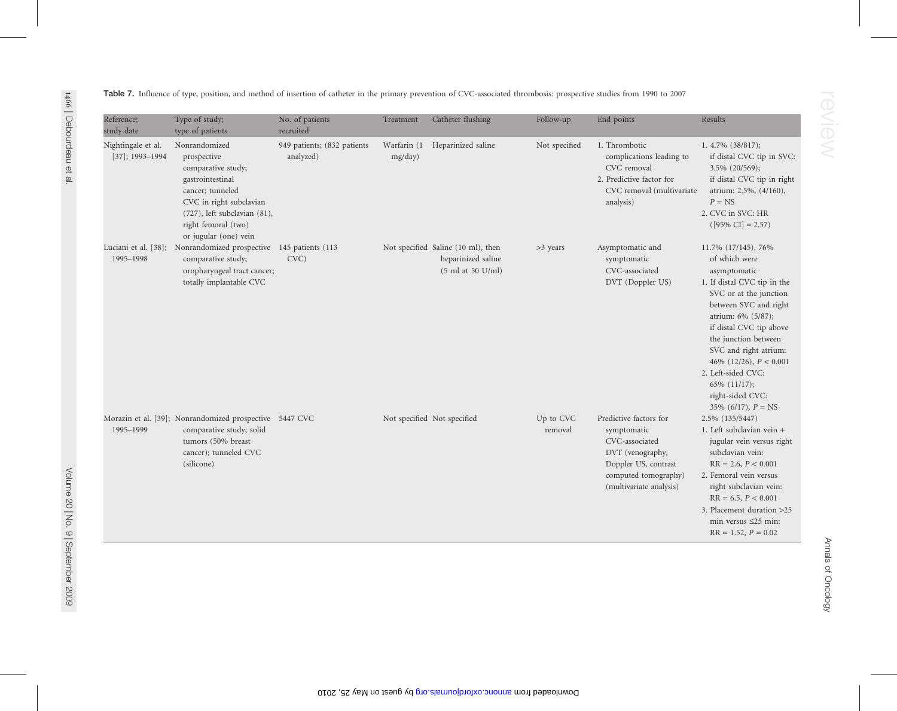**Table 7.** Influence of type, position, and method of insertion of catheter in the primary prevention of CVC-associated thrombosis: prospective studies from 1990 to 2007

| Reference; study date | Type of study; type of patients | No. of patients recruited | Treatment | Catheter flushing | Follow-up | End points | Results |
|---|---|---|---|---|---|---|---|
| Nightingale et al. [37]; 1993–1994 | Nonrandomized prospective comparative study; gastrointestinal cancer; tunneled CVC in right subclavian (727), left subclavian (81), right femoral (two) or jugular (one) vein | 949 patients; (832 patients analyzed) | Warfarin (1 mg/day) | Heparinized saline | Not specified | 1. Thrombotic complications leading to CVC removal<br>2. Predictive factor for CVC removal (multivariate analysis) | 1. 4.7% (38/817);<br>if distal CVC tip in SVC: 3.5% (20/569);<br>if distal CVC tip in right atrium: 2.5%, (4/160), $P$ = NS<br>2. CVC in SVC: HR ([95% CI] = 2.57) |
| Luciani et al. [38]; 1995–1998 | Nonrandomized prospective comparative study; oropharyngeal tract cancer; totally implantable CVC | 145 patients (113 CVC) | Not specified | Saline (10 ml), then heparinized saline (5 ml at 50 U/ml) | >3 years | Asymptomatic and symptomatic CVC-associated DVT (Doppler US) | 11.7% (17/145), 76% of which were asymptomatic<br>1. If distal CVC tip in the SVC or at the junction between SVC and right atrium: 6% (5/87);<br>if distal CVC tip above the junction between SVC and right atrium: 46% (12/26), $P < 0.001$<br>2. Left-sided CVC: 65% (11/17);<br>right-sided CVC: 35% (6/17), $P$ = NS |
| Morazin et al. [39]; 1995–1999 | Nonrandomized prospective comparative study; solid tumors (50% breast cancer); tunneled CVC (silicone) | 5447 CVC | Not specified | Not specified | Up to CVC removal | Predictive factors for symptomatic CVC-associated DVT (venography, Doppler US, contrast computed tomography) (multivariate analysis) | 2.5% (135/5447)<br>1. Left subclavian vein + jugular vein versus right subclavian vein: RR = 2.6, $P < 0.001$<br>2. Femoral vein versus right subclavian vein: RR = 6.5, $P < 0.001$<br>3. Placement duration >25 min versus ≤25 min: RR = 1.52, $P = 0.02$ |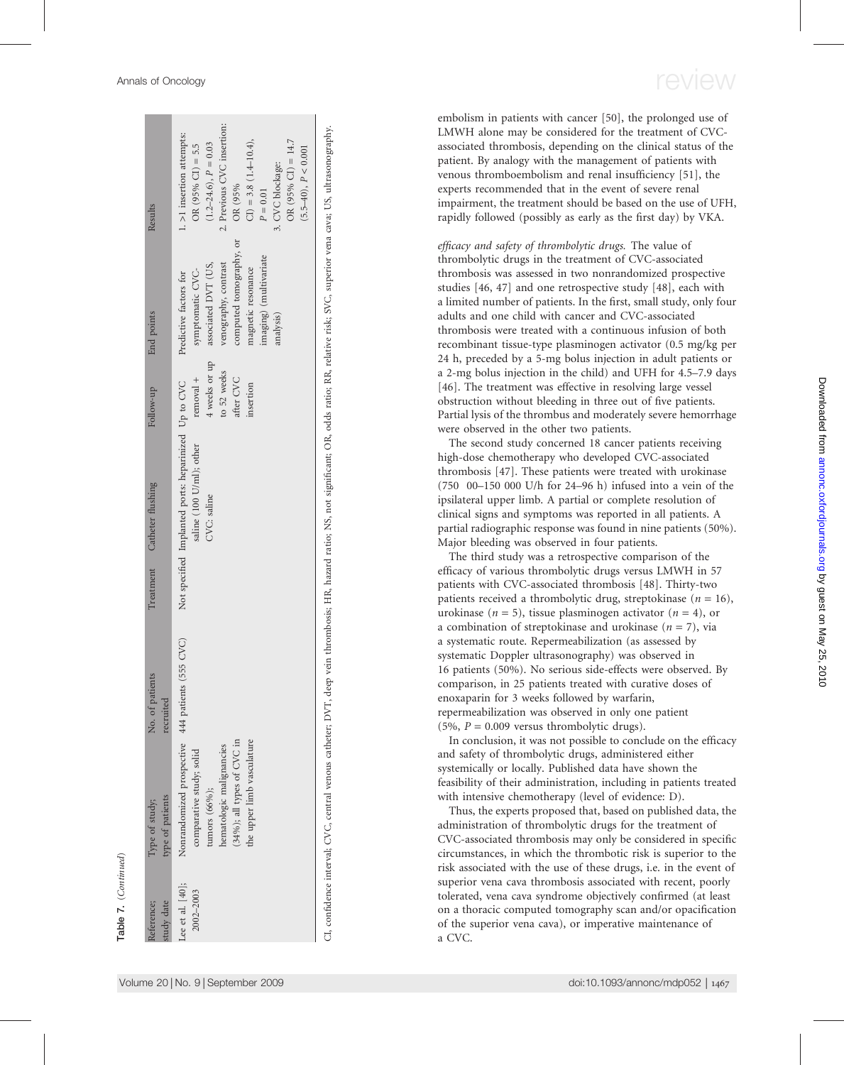**Table 7.** (*Continued*)

| Reference; study date | Type of study; type of patients | No. of patients recruited | Treatment | Catheter flushing | Follow-up | End points | Results |
|---|---|---|---|---|---|---|---|
| Lee et al. [40]; 2002–2003 | Nonrandomized prospective comparative study; solid tumors (66%); hematologic malignancies (34%); all types of CVC in the upper limb vasculature | 444 patients (555 CVC) | Not specified | Implanted ports: heparinized saline (100 U/ml); other CVC: saline | Up to CVC removal + 4 weeks or up to 52 weeks after CVC insertion | Predictive factors for symptomatic CVC-associated DVT (US, venography, contrast computed tomography, or magnetic resonance imaging) (multivariate analysis) | 1. >1 insertion attempts: OR (95% CI) = 5.5 (1.2–24.6), $P = 0.03$<br>2. Previous CVC insertion: OR (95% CI) = 3.8 (1.4–10.4), $P = 0.01$<br>3. CVC blockage: OR (95% CI) = 14.7 (5.5–40), $P < 0.001$ |

CI, confidence interval; CVC, central venous catheter; DVT, deep vein thrombosis; HR, hazard ratio; NS, not significant; OR, odds ratio; RR, relative risk; SVC, superior vena cava; US, ultrasonography.

embolism in patients with cancer [50], the prolonged use of LMWH alone may be considered for the treatment of CVC-associated thrombosis, depending on the clinical status of the patient. By analogy with the management of patients with venous thromboembolism and renal insufficiency [51], the experts recommended that in the event of severe renal impairment, the treatment should be based on the use of UFH, rapidly followed (possibly as early as the first day) by VKA.

*efficacy and safety of thrombolytic drugs.* The value of thrombolytic drugs in the treatment of CVC-associated thrombosis was assessed in two nonrandomized prospective studies [46, 47] and one retrospective study [48], each with a limited number of patients. In the first, small study, only four adults and one child with cancer and CVC-associated thrombosis were treated with a continuous infusion of both recombinant tissue-type plasminogen activator (0.5 mg/kg per 24 h, preceded by a 5-mg bolus injection in adult patients or a 2-mg bolus injection in the child) and UFH for 4.5–7.9 days [46]. The treatment was effective in resolving large vessel obstruction without bleeding in three out of five patients. Partial lysis of the thrombus and moderately severe hemorrhage were observed in the other two patients.

The second study concerned 18 cancer patients receiving high-dose chemotherapy who developed CVC-associated thrombosis [47]. These patients were treated with urokinase (750 00–150 000 U/h for 24–96 h) infused into a vein of the ipsilateral upper limb. A partial or complete resolution of clinical signs and symptoms was reported in all patients. A partial radiographic response was found in nine patients (50%). Major bleeding was observed in four patients.

The third study was a retrospective comparison of the efficacy of various thrombolytic drugs versus LMWH in 57 patients with CVC-associated thrombosis [48]. Thirty-two patients received a thrombolytic drug, streptokinase ($n = 16$), urokinase ($n = 5$), tissue plasminogen activator ($n = 4$), or a combination of streptokinase and urokinase ($n = 7$), via a systematic route. Repermeabilization (as assessed by systematic Doppler ultrasonography) was observed in 16 patients (50%). No serious side-effects were observed. By comparison, in 25 patients treated with curative doses of enoxaparin for 3 weeks followed by warfarin, repermeabilization was observed in only one patient (5%, $P = 0.009$ versus thrombolytic drugs).

In conclusion, it was not possible to conclude on the efficacy and safety of thrombolytic drugs, administered either systemically or locally. Published data have shown the feasibility of their administration, including in patients treated with intensive chemotherapy (level of evidence: D).

Thus, the experts proposed that, based on published data, the administration of thrombolytic drugs for the treatment of CVC-associated thrombosis may only be considered in specific circumstances, in which the thrombotic risk is superior to the risk associated with the use of these drugs, i.e. in the event of superior vena cava thrombosis associated with recent, poorly tolerated, vena cava syndrome objectively confirmed (at least on a thoracic computed tomography scan and/or opacification of the superior vena cava), or imperative maintenance of a CVC.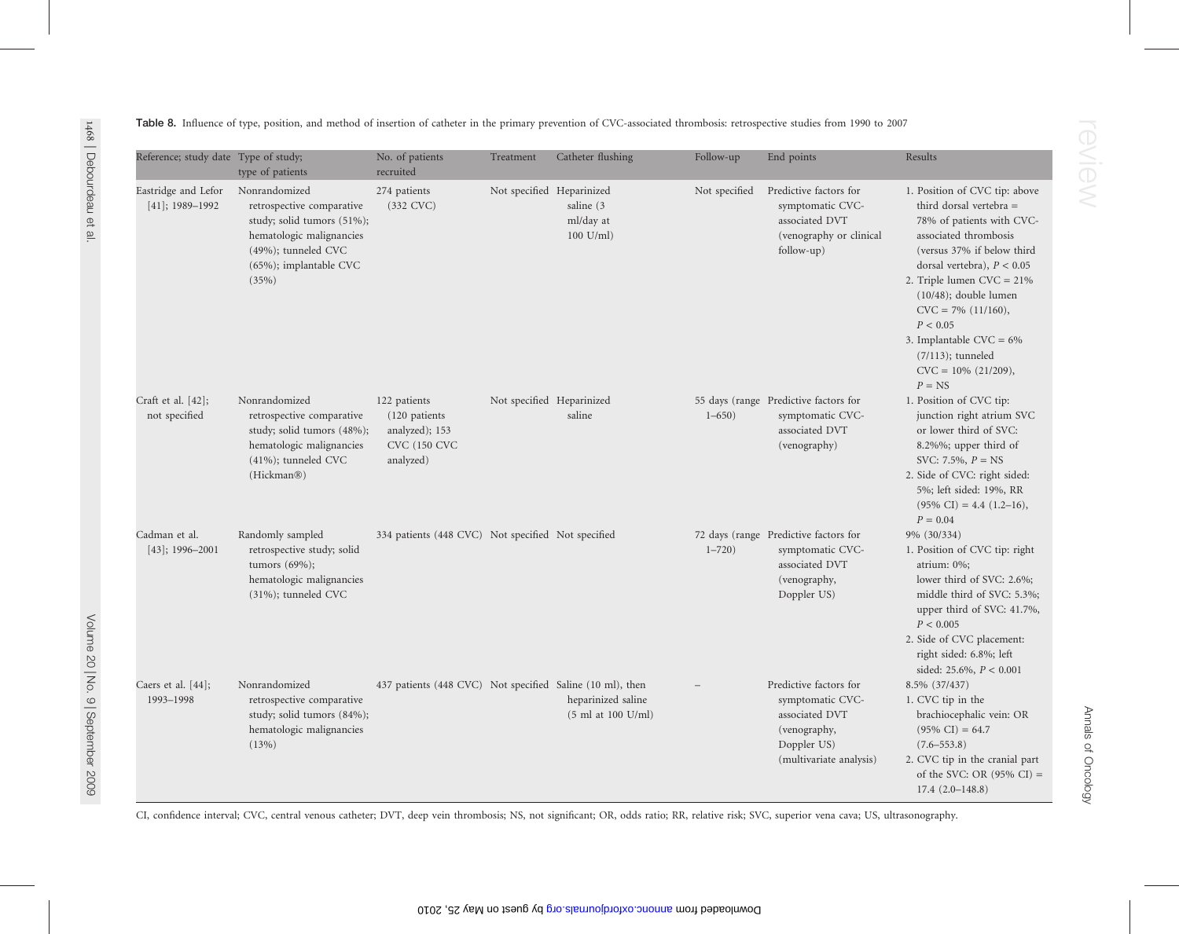**Table 8.** Influence of type, position, and method of insertion of catheter in the primary prevention of CVC-associated thrombosis: retrospective studies from 1990 to 2007

| Reference; study date | Type of study; type of patients | No. of patients recruited | Treatment | Catheter flushing | Follow-up | End points | Results |
|---|---|---|---|---|---|---|---|
| Eastridge and Lefor [41]; 1989–1992 | Nonrandomized retrospective comparative study; solid tumors (51%); hematologic malignancies (49%); tunneled CVC (65%); implantable CVC (35%) | 274 patients (332 CVC) | Not specified | Heparinized saline (3 ml/day at 100 U/ml) | Not specified | Predictive factors for symptomatic CVC-associated DVT (venography or clinical follow-up) | 1. Position of CVC tip: above third dorsal vertebra = 78% of patients with CVC-associated thrombosis (versus 37% if below third dorsal vertebra), $P < 0.05$ 2. Triple lumen CVC = 21% (10/48); double lumen CVC = 7% (11/160), $P < 0.05$ 3. Implantable CVC = 6% (7/113); tunneled CVC = 10% (21/209), $P$ = NS |
| Craft et al. [42]; not specified | Nonrandomized retrospective comparative study; solid tumors (48%); hematologic malignancies (41%); tunneled CVC (Hickman®) | 122 patients (120 patients analyzed); 153 CVC (150 CVC analyzed) | Not specified | Heparinized saline | 55 days (range 1–650) | Predictive factors for symptomatic CVC-associated DVT (venography) | 1. Position of CVC tip: junction right atrium SVC or lower third of SVC: 8.2%%; upper third of SVC: 7.5%, $P$ = NS 2. Side of CVC: right sided: 5%; left sided: 19%, RR (95% CI) = 4.4 (1.2–16), $P$ = 0.04 |
| Cadman et al. [43]; 1996–2001 | Randomly sampled retrospective study; solid tumors (69%); hematologic malignancies (31%); tunneled CVC | 334 patients (448 CVC) | Not specified | Not specified | 72 days (range 1–720) | Predictive factors for symptomatic CVC-associated DVT (venography, Doppler US) | 9% (30/334) 1. Position of CVC tip: right atrium: 0%; lower third of SVC: 2.6%; middle third of SVC: 5.3%; upper third of SVC: 41.7%, $P < 0.005$ 2. Side of CVC placement: right sided: 6.8%; left sided: 25.6%, $P < 0.001$ |
| Caers et al. [44]; 1993–1998 | Nonrandomized retrospective comparative study; solid tumors (84%); hematologic malignancies (13%) | 437 patients (448 CVC) | Not specified | Saline (10 ml), then heparinized saline (5 ml at 100 U/ml) | – | Predictive factors for symptomatic CVC-associated DVT (venography, Doppler US) (multivariate analysis) | 8.5% (37/437) 1. CVC tip in the brachiocephalic vein: OR (95% CI) = 64.7 (7.6–553.8) 2. CVC tip in the cranial part of the SVC: OR (95% CI) = 17.4 (2.0–148.8) |

CI, confidence interval; CVC, central venous catheter; DVT, deep vein thrombosis; NS, not significant; OR, odds ratio; RR, relative risk; SVC, superior vena cava; US, ultrasonography.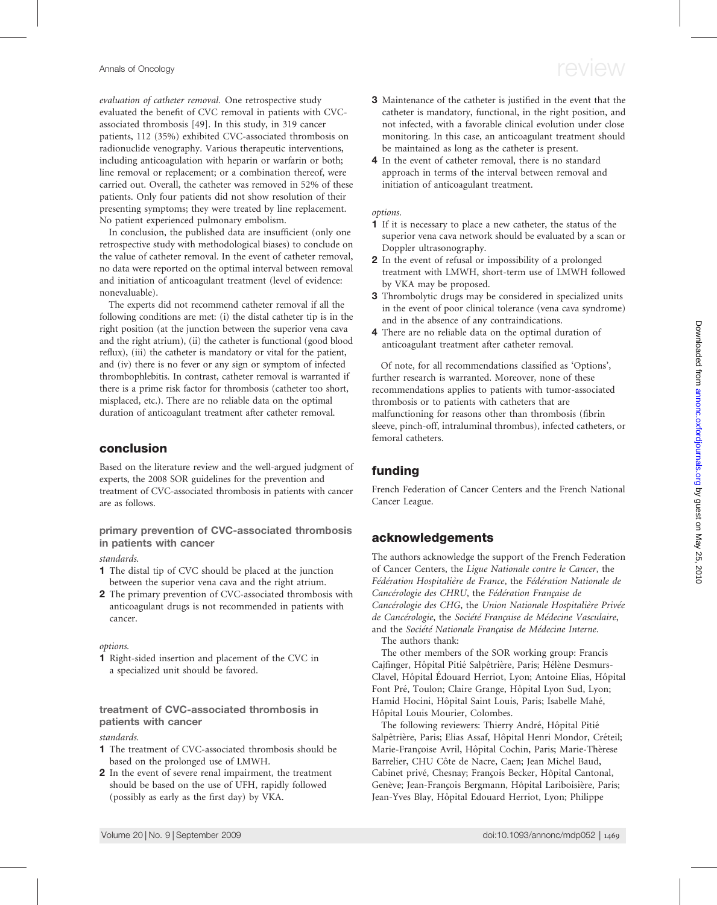*evaluation of catheter removal.* One retrospective study evaluated the benefit of CVC removal in patients with CVC-associated thrombosis [49]. In this study, in 319 cancer patients, 112 (35%) exhibited CVC-associated thrombosis on radionuclide venography. Various therapeutic interventions, including anticoagulation with heparin or warfarin or both; line removal or replacement; or a combination thereof, were carried out. Overall, the catheter was removed in 52% of these patients. Only four patients did not show resolution of their presenting symptoms; they were treated by line replacement. No patient experienced pulmonary embolism.

In conclusion, the published data are insufficient (only one retrospective study with methodological biases) to conclude on the value of catheter removal. In the event of catheter removal, no data were reported on the optimal interval between removal and initiation of anticoagulant treatment (level of evidence: nonevaluable).

The experts did not recommend catheter removal if all the following conditions are met: (i) the distal catheter tip is in the right position (at the junction between the superior vena cava and the right atrium), (ii) the catheter is functional (good blood reflux), (iii) the catheter is mandatory or vital for the patient, and (iv) there is no fever or any sign or symptom of infected thrombophlebitis. In contrast, catheter removal is warranted if there is a prime risk factor for thrombosis (catheter too short, misplaced, etc.). There are no reliable data on the optimal duration of anticoagulant treatment after catheter removal.

## conclusion

Based on the literature review and the well-argued judgment of experts, the 2008 SOR guidelines for the prevention and treatment of CVC-associated thrombosis in patients with cancer are as follows.

### primary prevention of CVC-associated thrombosis in patients with cancer

*standards.*

1. The distal tip of CVC should be placed at the junction between the superior vena cava and the right atrium.
2. The primary prevention of CVC-associated thrombosis with anticoagulant drugs is not recommended in patients with cancer.

*options.*

1. Right-sided insertion and placement of the CVC in a specialized unit should be favored.

### treatment of CVC-associated thrombosis in patients with cancer

*standards.*

1. The treatment of CVC-associated thrombosis should be based on the prolonged use of LMWH.
2. In the event of severe renal impairment, the treatment should be based on the use of UFH, rapidly followed (possibly as early as the first day) by VKA.
3. Maintenance of the catheter is justified in the event that the catheter is mandatory, functional, in the right position, and not infected, with a favorable clinical evolution under close monitoring. In this case, an anticoagulant treatment should be maintained as long as the catheter is present.
4. In the event of catheter removal, there is no standard approach in terms of the interval between removal and initiation of anticoagulant treatment.

*options.*

1. If it is necessary to place a new catheter, the status of the superior vena cava network should be evaluated by a scan or Doppler ultrasonography.
2. In the event of refusal or impossibility of a prolonged treatment with LMWH, short-term use of LMWH followed by VKA may be proposed.
3. Thrombolytic drugs may be considered in specialized units in the event of poor clinical tolerance (vena cava syndrome) and in the absence of any contraindications.
4. There are no reliable data on the optimal duration of anticoagulant treatment after catheter removal.

Of note, for all recommendations classified as 'Options', further research is warranted. Moreover, none of these recommendations applies to patients with tumor-associated thrombosis or to patients with catheters that are malfunctioning for reasons other than thrombosis (fibrin sleeve, pinch-off, intraluminal thrombus), infected catheters, or femoral catheters.

## funding

French Federation of Cancer Centers and the French National Cancer League.

## acknowledgements

The authors acknowledge the support of the French Federation of Cancer Centers, the *Ligue Nationale contre le Cancer*, the *Fédération Hospitalière de France*, the *Fédération Nationale de Cancérologie des CHRU*, the *Fédération Française de Cancérologie des CHG*, the *Union Nationale Hospitalière Privée de Cancérologie*, the *Société Française de Médecine Vasculaire*, and the *Société Nationale Française de Médecine Interne*.

The authors thank:

The other members of the SOR working group: Francis Cajfinger, Hôpital Pitié Salpêtrière, Paris; Hélène Desmurs-Clavel, Hôpital Édouard Herriot, Lyon; Antoine Elias, Hôpital Font Pré, Toulon; Claire Grange, Hôpital Lyon Sud, Lyon; Hamid Hocini, Hôpital Saint Louis, Paris; Isabelle Mahé, Hôpital Louis Mourier, Colombes.

The following reviewers: Thierry André, Hôpital Pitié Salpêtrière, Paris; Elias Assaf, Hôpital Henri Mondor, Créteil; Marie-Françoise Avril, Hôpital Cochin, Paris; Marie-Thèrese Barrelier, CHU Côte de Nacre, Caen; Jean Michel Baud, Cabinet privé, Chesnay; François Becker, Hôpital Cantonal, Genève; Jean-François Bergmann, Hôpital Lariboisière, Paris; Jean-Yves Blay, Hôpital Edouard Herriot, Lyon; Philippe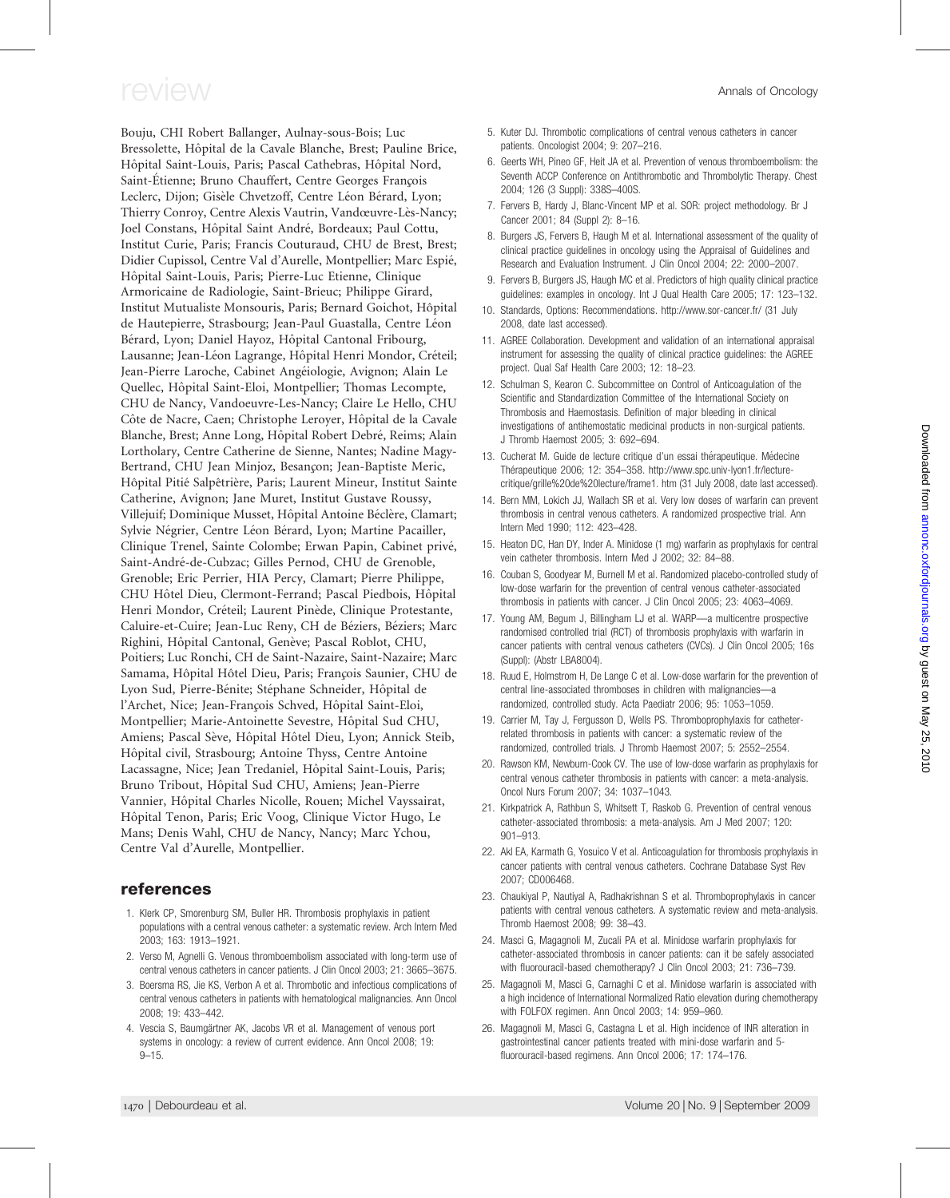Bouju, CHI Robert Ballanger, Aulnay-sous-Bois; Luc Bressolette, Hôpital de la Cavale Blanche, Brest; Pauline Brice, Hôpital Saint-Louis, Paris; Pascal Cathebras, Hôpital Nord, Saint-Étienne; Bruno Chauffert, Centre Georges François Leclerc, Dijon; Gisèle Chvetzoff, Centre Léon Bérard, Lyon; Thierry Conroy, Centre Alexis Vautrin, Vandœuvre-Lès-Nancy; Joel Constans, Hôpital Saint André, Bordeaux; Paul Cottu, Institut Curie, Paris; Francis Couturaud, CHU de Brest, Brest; Didier Cupissol, Centre Val d'Aurelle, Montpellier; Marc Espié, Hôpital Saint-Louis, Paris; Pierre-Luc Etienne, Clinique Armoricaine de Radiologie, Saint-Brieuc; Philippe Girard, Institut Mutualiste Monsouris, Paris; Bernard Goichot, Hôpital de Hautepierre, Strasbourg; Jean-Paul Guastalla, Centre Léon Bérard, Lyon; Daniel Hayoz, Hôpital Cantonal Fribourg, Lausanne; Jean-Léon Lagrange, Hôpital Henri Mondor, Créteil; Jean-Pierre Laroche, Cabinet Angéiologie, Avignon; Alain Le Quellec, Hôpital Saint-Eloi, Montpellier; Thomas Lecompte, CHU de Nancy, Vandoeuvre-Les-Nancy; Claire Le Hello, CHU Côte de Nacre, Caen; Christophe Leroyer, Hôpital de la Cavale Blanche, Brest; Anne Long, Hôpital Robert Debré, Reims; Alain Lortholary, Centre Catherine de Sienne, Nantes; Nadine Magy-Bertrand, CHU Jean Minjoz, Besançon; Jean-Baptiste Meric, Hôpital Pitié Salpêtrière, Paris; Laurent Mineur, Institut Sainte Catherine, Avignon; Jane Muret, Institut Gustave Roussy, Villejuif; Dominique Musset, Hôpital Antoine Béclère, Clamart; Sylvie Négrier, Centre Léon Bérard, Lyon; Martine Pacailler, Clinique Trenel, Sainte Colombe; Erwan Papin, Cabinet privé, Saint-André-de-Cubzac; Gilles Pernod, CHU de Grenoble, Grenoble; Eric Perrier, HIA Percy, Clamart; Pierre Philippe, CHU Hôtel Dieu, Clermont-Ferrand; Pascal Piedbois, Hôpital Henri Mondor, Créteil; Laurent Pinède, Clinique Protestante, Caluire-et-Cuire; Jean-Luc Reny, CH de Béziers, Béziers; Marc Righini, Hôpital Cantonal, Genève; Pascal Roblot, CHU, Poitiers; Luc Ronchi, CH de Saint-Nazaire, Saint-Nazaire; Marc Samama, Hôpital Hôtel Dieu, Paris; François Saunier, CHU de Lyon Sud, Pierre-Bénite; Stéphane Schneider, Hôpital de l'Archet, Nice; Jean-François Schved, Hôpital Saint-Eloi, Montpellier; Marie-Antoinette Sevestre, Hôpital Sud CHU, Amiens; Pascal Sève, Hôpital Hôtel Dieu, Lyon; Annick Steib, Hôpital civil, Strasbourg; Antoine Thyss, Centre Antoine Lacassagne, Nice; Jean Tredaniel, Hôpital Saint-Louis, Paris; Bruno Tribout, Hôpital Sud CHU, Amiens; Jean-Pierre Vannier, Hôpital Charles Nicolle, Rouen; Michel Vayssairat, Hôpital Tenon, Paris; Eric Voog, Clinique Victor Hugo, Le Mans; Denis Wahl, CHU de Nancy, Nancy; Marc Ychou, Centre Val d'Aurelle, Montpellier.

## references

1. Klerk CP, Smorenburg SM, Buller HR. Thrombosis prophylaxis in patient populations with a central venous catheter: a systematic review. Arch Intern Med 2003; 163: 1913–1921.
2. Verso M, Agnelli G. Venous thromboembolism associated with long-term use of central venous catheters in cancer patients. J Clin Oncol 2003; 21: 3665–3675.
3. Boersma RS, Jie KS, Verbon A et al. Thrombotic and infectious complications of central venous catheters in patients with hematological malignancies. Ann Oncol 2008; 19: 433–442.
4. Vescia S, Baumgärtner AK, Jacobs VR et al. Management of venous port systems in oncology: a review of current evidence. Ann Oncol 2008; 19: 9–15.
5. Kuter DJ. Thrombotic complications of central venous catheters in cancer patients. Oncologist 2004; 9: 207–216.
6. Geerts WH, Pineo GF, Heit JA et al. Prevention of venous thromboembolism: the Seventh ACCP Conference on Antithrombotic and Thrombolytic Therapy. Chest 2004; 126 (3 Suppl): 338S–400S.
7. Fervers B, Hardy J, Blanc-Vincent MP et al. SOR: project methodology. Br J Cancer 2001; 84 (Suppl 2): 8–16.
8. Burgers JS, Fervers B, Haugh M et al. International assessment of the quality of clinical practice guidelines in oncology using the Appraisal of Guidelines and Research and Evaluation Instrument. J Clin Oncol 2004; 22: 2000–2007.
9. Fervers B, Burgers JS, Haugh MC et al. Predictors of high quality clinical practice guidelines: examples in oncology. Int J Qual Health Care 2005; 17: 123–132.
10. Standards, Options: Recommendations. http://www.sor-cancer.fr/ (31 July 2008, date last accessed).
11. AGREE Collaboration. Development and validation of an international appraisal instrument for assessing the quality of clinical practice guidelines: the AGREE project. Qual Saf Health Care 2003; 12: 18–23.
12. Schulman S, Kearon C. Subcommittee on Control of Anticoagulation of the Scientific and Standardization Committee of the International Society on Thrombosis and Haemostasis. Definition of major bleeding in clinical investigations of antihemostatic medicinal products in non-surgical patients. J Thromb Haemost 2005; 3: 692–694.
13. Cucherat M. Guide de lecture critique d'un essai thérapeutique. Médecine Thérapeutique 2006; 12: 354–358. http://www.spc.univ-lyon1.fr/lecture-critique/grille%20de%20lecture/frame1. htm (31 July 2008, date last accessed).
14. Bern MM, Lokich JJ, Wallach SR et al. Very low doses of warfarin can prevent thrombosis in central venous catheters. A randomized prospective trial. Ann Intern Med 1990; 112: 423–428.
15. Heaton DC, Han DY, Inder A. Minidose (1 mg) warfarin as prophylaxis for central vein catheter thrombosis. Intern Med J 2002; 32: 84–88.
16. Couban S, Goodyear M, Burnell M et al. Randomized placebo-controlled study of low-dose warfarin for the prevention of central venous catheter-associated thrombosis in patients with cancer. J Clin Oncol 2005; 23: 4063–4069.
17. Young AM, Begum J, Billingham LJ et al. WARP—a multicentre prospective randomised controlled trial (RCT) of thrombosis prophylaxis with warfarin in cancer patients with central venous catheters (CVCs). J Clin Oncol 2005; 16s (Suppl): (Abstr LBA8004).
18. Ruud E, Holmstrom H, De Lange C et al. Low-dose warfarin for the prevention of central line-associated thromboses in children with malignancies—a randomized, controlled study. Acta Paediatr 2006; 95: 1053–1059.
19. Carrier M, Tay J, Fergusson D, Wells PS. Thromboprophylaxis for catheter-related thrombosis in patients with cancer: a systematic review of the randomized, controlled trials. J Thromb Haemost 2007; 5: 2552–2554.
20. Rawson KM, Newburn-Cook CV. The use of low-dose warfarin as prophylaxis for central venous catheter thrombosis in patients with cancer: a meta-analysis. Oncol Nurs Forum 2007; 34: 1037–1043.
21. Kirkpatrick A, Rathbun S, Whitsett T, Raskob G. Prevention of central venous catheter-associated thrombosis: a meta-analysis. Am J Med 2007; 120: 901–913.
22. Akl EA, Karmath G, Yosuico V et al. Anticoagulation for thrombosis prophylaxis in cancer patients with central venous catheters. Cochrane Database Syst Rev 2007; CD006468.
23. Chaukiyal P, Nautiyal A, Radhakrishnan S et al. Thromboprophylaxis in cancer patients with central venous catheters. A systematic review and meta-analysis. Thromb Haemost 2008; 99: 38–43.
24. Masci G, Magagnoli M, Zucali PA et al. Minidose warfarin prophylaxis for catheter-associated thrombosis in cancer patients: can it be safely associated with fluorouracil-based chemotherapy? J Clin Oncol 2003; 21: 736–739.
25. Magagnoli M, Masci G, Carnaghi C et al. Minidose warfarin is associated with a high incidence of International Normalized Ratio elevation during chemotherapy with FOLFOX regimen. Ann Oncol 2003; 14: 959–960.
26. Magagnoli M, Masci G, Castagna L et al. High incidence of INR alteration in gastrointestinal cancer patients treated with mini-dose warfarin and 5-fluorouracil-based regimens. Ann Oncol 2006; 17: 174–176.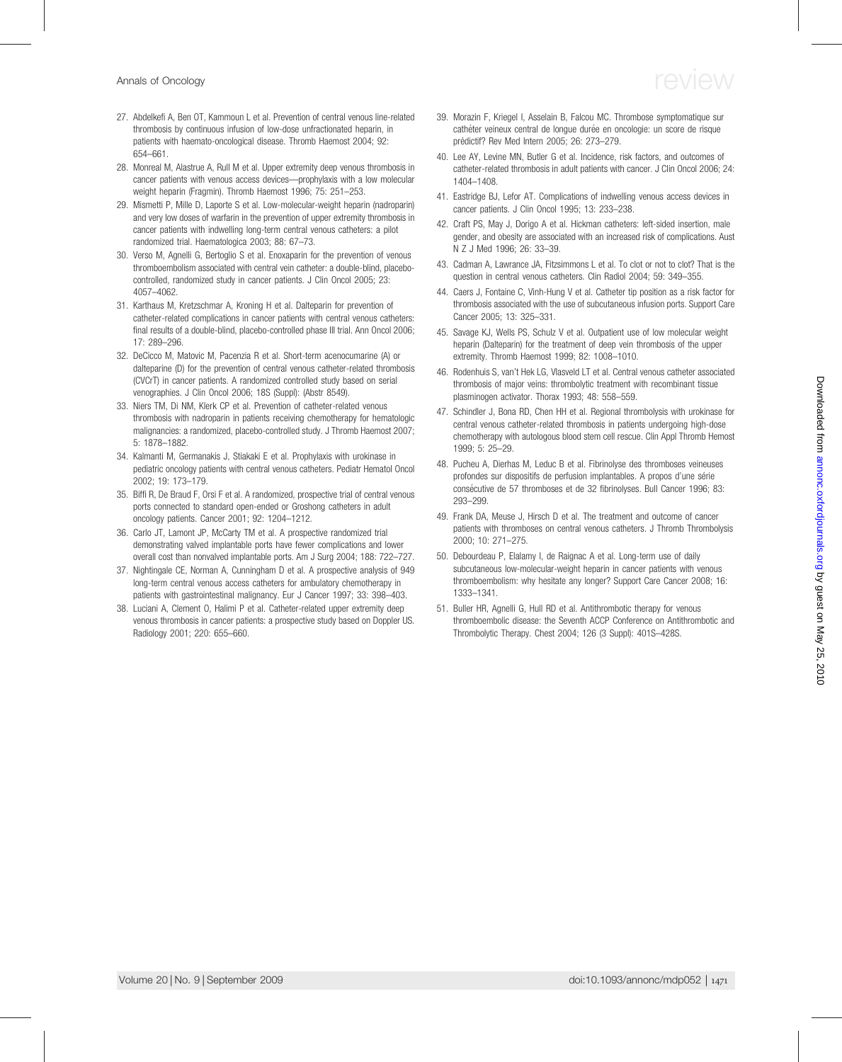27. Abdelkefi A, Ben OT, Kammoun L et al. Prevention of central venous line-related thrombosis by continuous infusion of low-dose unfractionated heparin, in patients with haemato-oncological disease. Thromb Haemost 2004; 92: 654–661.
28. Monreal M, Alastrue A, Rull M et al. Upper extremity deep venous thrombosis in cancer patients with venous access devices—prophylaxis with a low molecular weight heparin (Fragmin). Thromb Haemost 1996; 75: 251–253.
29. Mismetti P, Mille D, Laporte S et al. Low-molecular-weight heparin (nadroparin) and very low doses of warfarin in the prevention of upper extremity thrombosis in cancer patients with indwelling long-term central venous catheters: a pilot randomized trial. Haematologica 2003; 88: 67–73.
30. Verso M, Agnelli G, Bertoglio S et al. Enoxaparin for the prevention of venous thromboembolism associated with central vein catheter: a double-blind, placebo-controlled, randomized study in cancer patients. J Clin Oncol 2005; 23: 4057–4062.
31. Karthaus M, Kretzschmar A, Kroning H et al. Dalteparin for prevention of catheter-related complications in cancer patients with central venous catheters: final results of a double-blind, placebo-controlled phase III trial. Ann Oncol 2006; 17: 289–296.
32. DeCicco M, Matovic M, Pacenzia R et al. Short-term acenocumarine (A) or dalteparine (D) for the prevention of central venous catheter-related thrombosis (CVCrT) in cancer patients. A randomized controlled study based on serial venographies. J Clin Oncol 2006; 18S (Suppl): (Abstr 8549).
33. Niers TM, Di NM, Klerk CP et al. Prevention of catheter-related venous thrombosis with nadroparin in patients receiving chemotherapy for hematologic malignancies: a randomized, placebo-controlled study. J Thromb Haemost 2007; 5: 1878–1882.
34. Kalmanti M, Germanakis J, Stiakaki E et al. Prophylaxis with urokinase in pediatric oncology patients with central venous catheters. Pediatr Hematol Oncol 2002; 19: 173–179.
35. Biffi R, De Braud F, Orsi F et al. A randomized, prospective trial of central venous ports connected to standard open-ended or Groshong catheters in adult oncology patients. Cancer 2001; 92: 1204–1212.
36. Carlo JT, Lamont JP, McCarty TM et al. A prospective randomized trial demonstrating valved implantable ports have fewer complications and lower overall cost than nonvalved implantable ports. Am J Surg 2004; 188: 722–727.
37. Nightingale CE, Norman A, Cunningham D et al. A prospective analysis of 949 long-term central venous access catheters for ambulatory chemotherapy in patients with gastrointestinal malignancy. Eur J Cancer 1997; 33: 398–403.
38. Luciani A, Clement O, Halimi P et al. Catheter-related upper extremity deep venous thrombosis in cancer patients: a prospective study based on Doppler US. Radiology 2001; 220: 655–660.
39. Morazin F, Kriegel I, Asselain B, Falcou MC. Thrombose symptomatique sur cathéter veineux central de longue durée en oncologie: un score de risque prédictif? Rev Med Intern 2005; 26: 273–279.
40. Lee AY, Levine MN, Butler G et al. Incidence, risk factors, and outcomes of catheter-related thrombosis in adult patients with cancer. J Clin Oncol 2006; 24: 1404–1408.
41. Eastridge BJ, Lefor AT. Complications of indwelling venous access devices in cancer patients. J Clin Oncol 1995; 13: 233–238.
42. Craft PS, May J, Dorigo A et al. Hickman catheters: left-sided insertion, male gender, and obesity are associated with an increased risk of complications. Aust N Z J Med 1996; 26: 33–39.
43. Cadman A, Lawrance JA, Fitzsimmons L et al. To clot or not to clot? That is the question in central venous catheters. Clin Radiol 2004; 59: 349–355.
44. Caers J, Fontaine C, Vinh-Hung V et al. Catheter tip position as a risk factor for thrombosis associated with the use of subcutaneous infusion ports. Support Care Cancer 2005; 13: 325–331.
45. Savage KJ, Wells PS, Schulz V et al. Outpatient use of low molecular weight heparin (Dalteparin) for the treatment of deep vein thrombosis of the upper extremity. Thromb Haemost 1999; 82: 1008–1010.
46. Rodenhuis S, van't Hek LG, Vlasveld LT et al. Central venous catheter associated thrombosis of major veins: thrombolytic treatment with recombinant tissue plasminogen activator. Thorax 1993; 48: 558–559.
47. Schindler J, Bona RD, Chen HH et al. Regional thrombolysis with urokinase for central venous catheter-related thrombosis in patients undergoing high-dose chemotherapy with autologous blood stem cell rescue. Clin Appl Thromb Hemost 1999; 5: 25–29.
48. Pucheu A, Dierhas M, Leduc B et al. Fibrinolyse des thromboses veineuses profondes sur dispositifs de perfusion implantables. A propos d'une série consécutive de 57 thromboses et de 32 fibrinolyses. Bull Cancer 1996; 83: 293–299.
49. Frank DA, Meuse J, Hirsch D et al. The treatment and outcome of cancer patients with thromboses on central venous catheters. J Thromb Thrombolysis 2000; 10: 271–275.
50. Debourdeau P, Elalamy I, de Raignac A et al. Long-term use of daily subcutaneous low-molecular-weight heparin in cancer patients with venous thromboembolism: why hesitate any longer? Support Care Cancer 2008; 16: 1333–1341.
51. Buller HR, Agnelli G, Hull RD et al. Antithrombotic therapy for venous thromboembolic disease: the Seventh ACCP Conference on Antithrombotic and Thrombolytic Therapy. Chest 2004; 126 (3 Suppl): 401S–428S.